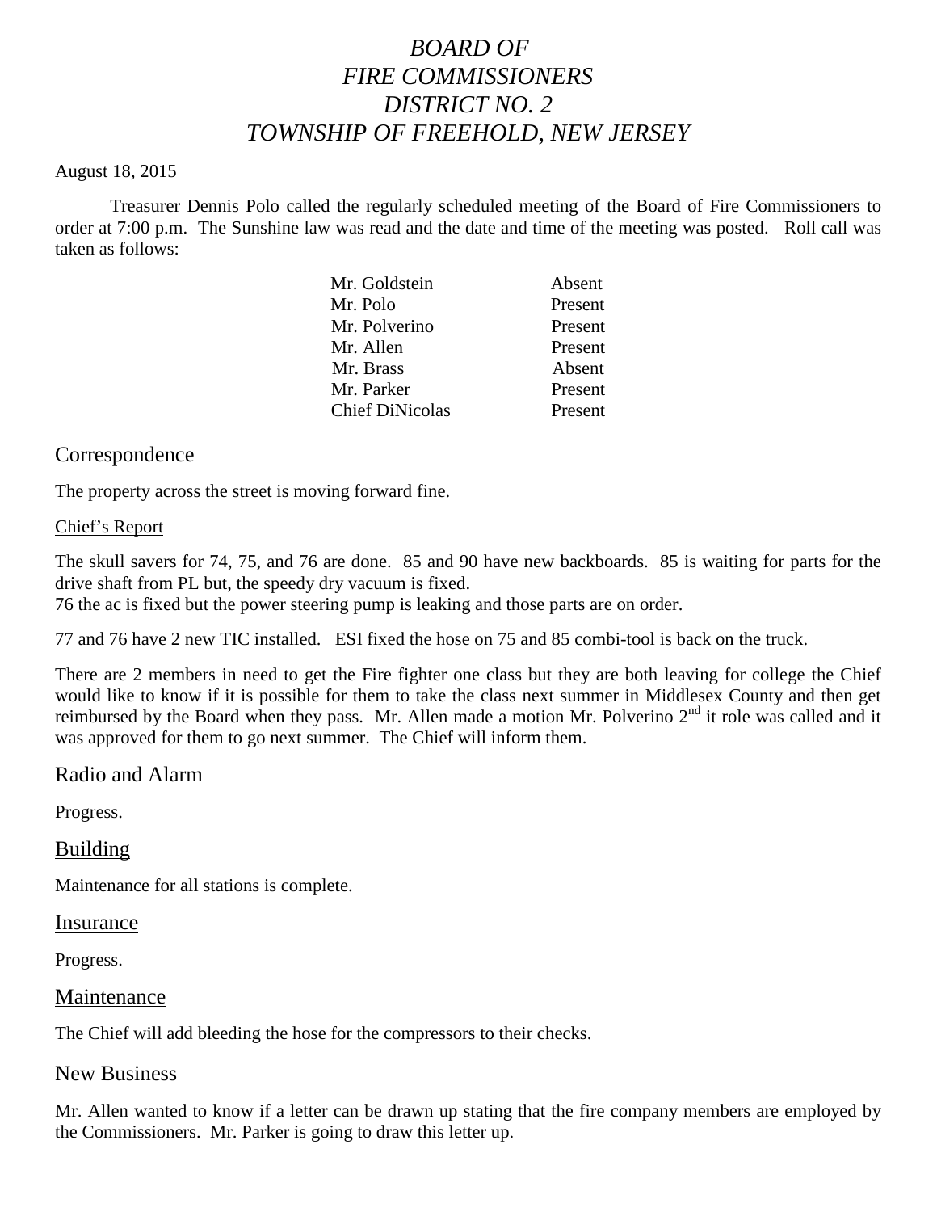# *BOARD OF FIRE COMMISSIONERS DISTRICT NO. 2 TOWNSHIP OF FREEHOLD, NEW JERSEY*

August 18, 2015

Treasurer Dennis Polo called the regularly scheduled meeting of the Board of Fire Commissioners to order at 7:00 p.m. The Sunshine law was read and the date and time of the meeting was posted. Roll call was taken as follows:

| | |
|---|---|
| Mr. Goldstein | Absent |
| Mr. Polo | Present |
| Mr. Polverino | Present |
| Mr. Allen | Present |
| Mr. Brass | Absent |
| Mr. Parker | Present |
| Chief DiNicolas | Present |

## Correspondence

The property across the street is moving forward fine.

### Chief's Report

The skull savers for 74, 75, and 76 are done. 85 and 90 have new backboards. 85 is waiting for parts for the drive shaft from PL but, the speedy dry vacuum is fixed.
76 the ac is fixed but the power steering pump is leaking and those parts are on order.

77 and 76 have 2 new TIC installed. ESI fixed the hose on 75 and 85 combi-tool is back on the truck.

There are 2 members in need to get the Fire fighter one class but they are both leaving for college the Chief would like to know if it is possible for them to take the class next summer in Middlesex County and then get reimbursed by the Board when they pass. Mr. Allen made a motion Mr. Polverino 2nd it role was called and it was approved for them to go next summer. The Chief will inform them.

## Radio and Alarm

Progress.

## Building

Maintenance for all stations is complete.

## Insurance

Progress.

## Maintenance

The Chief will add bleeding the hose for the compressors to their checks.

## New Business

Mr. Allen wanted to know if a letter can be drawn up stating that the fire company members are employed by the Commissioners. Mr. Parker is going to draw this letter up.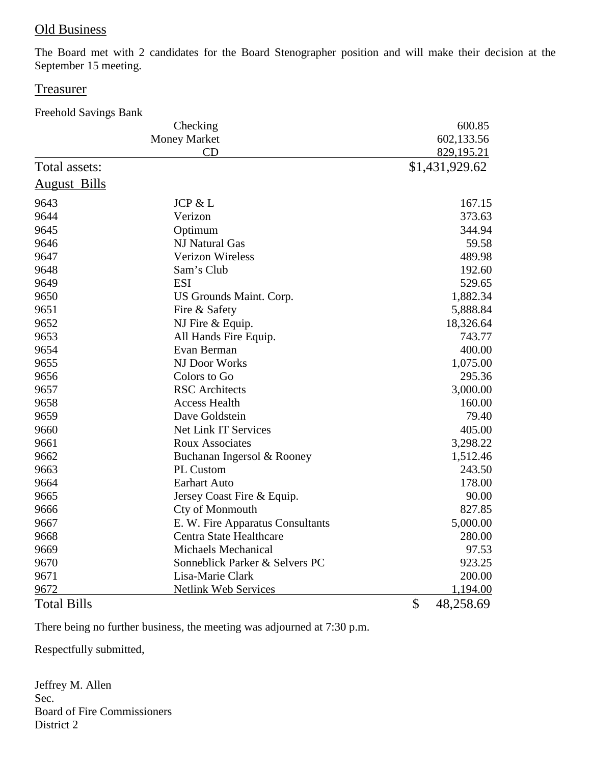## Old Business

The Board met with 2 candidates for the Board Stenographer position and will make their decision at the September 15 meeting.

## Treasurer

Freehold Savings Bank

| | | |
|---|---|---|
| | Checking | 600.85 |
| | Money Market | 602,133.56 |
| | CD | 829,195.21 |
| Total assets: | | $1,431,929.62 |

## August Bills

| | | |
|---|---|---|
| 9643 | JCP & L | 167.15 |
| 9644 | Verizon | 373.63 |
| 9645 | Optimum | 344.94 |
| 9646 | NJ Natural Gas | 59.58 |
| 9647 | Verizon Wireless | 489.98 |
| 9648 | Sam's Club | 192.60 |
| 9649 | ESI | 529.65 |
| 9650 | US Grounds Maint. Corp. | 1,882.34 |
| 9651 | Fire & Safety | 5,888.84 |
| 9652 | NJ Fire & Equip. | 18,326.64 |
| 9653 | All Hands Fire Equip. | 743.77 |
| 9654 | Evan Berman | 400.00 |
| 9655 | NJ Door Works | 1,075.00 |
| 9656 | Colors to Go | 295.36 |
| 9657 | RSC Architects | 3,000.00 |
| 9658 | Access Health | 160.00 |
| 9659 | Dave Goldstein | 79.40 |
| 9660 | Net Link IT Services | 405.00 |
| 9661 | Roux Associates | 3,298.22 |
| 9662 | Buchanan Ingersol & Rooney | 1,512.46 |
| 9663 | PL Custom | 243.50 |
| 9664 | Earhart Auto | 178.00 |
| 9665 | Jersey Coast Fire & Equip. | 90.00 |
| 9666 | Cty of Monmouth | 827.85 |
| 9667 | E. W. Fire Apparatus Consultants | 5,000.00 |
| 9668 | Centra State Healthcare | 280.00 |
| 9669 | Michaels Mechanical | 97.53 |
| 9670 | Sonneblick Parker & Selvers PC | 923.25 |
| 9671 | Lisa-Marie Clark | 200.00 |
| 9672 | Netlink Web Services | 1,194.00 |
| Total Bills | | $ 48,258.69 |

There being no further business, the meeting was adjourned at 7:30 p.m.

Respectfully submitted,

Jeffrey M. Allen
Sec.
Board of Fire Commissioners
District 2